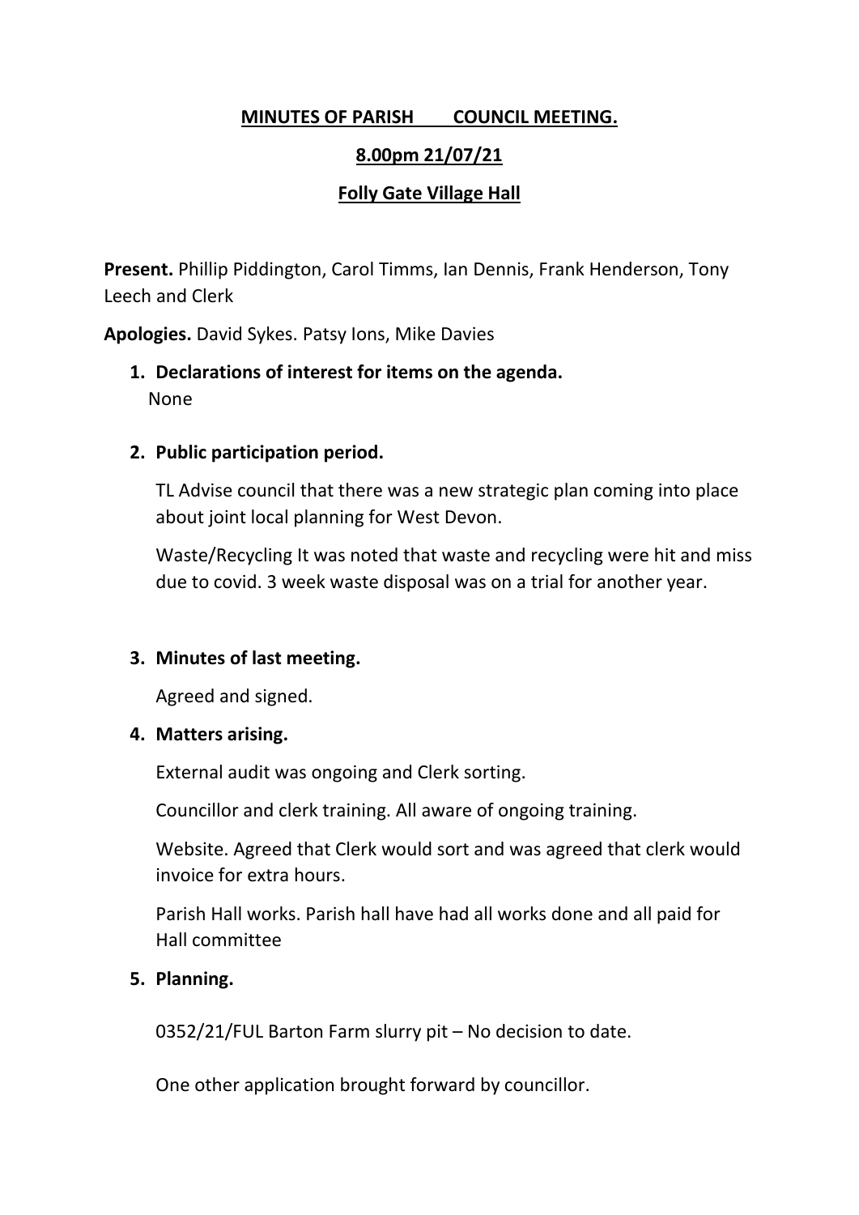# MINUTES OF PARISH COUNCIL MEETING.

## 8.00pm 21/07/21

## Folly Gate Village Hall

**Present.** Phillip Piddington, Carol Timms, Ian Dennis, Frank Henderson, Tony Leech and Clerk

**Apologies.** David Sykes. Patsy Ions, Mike Davies

1. **Declarations of interest for items on the agenda.**
   None

2. **Public participation period.**

   TL Advise council that there was a new strategic plan coming into place about joint local planning for West Devon.

   Waste/Recycling It was noted that waste and recycling were hit and miss due to covid. 3 week waste disposal was on a trial for another year.

3. **Minutes of last meeting.**

   Agreed and signed.

4. **Matters arising.**

   External audit was ongoing and Clerk sorting.

   Councillor and clerk training. All aware of ongoing training.

   Website. Agreed that Clerk would sort and was agreed that clerk would invoice for extra hours.

   Parish Hall works. Parish hall have had all works done and all paid for Hall committee

5. **Planning.**

   0352/21/FUL Barton Farm slurry pit – No decision to date.

   One other application brought forward by councillor.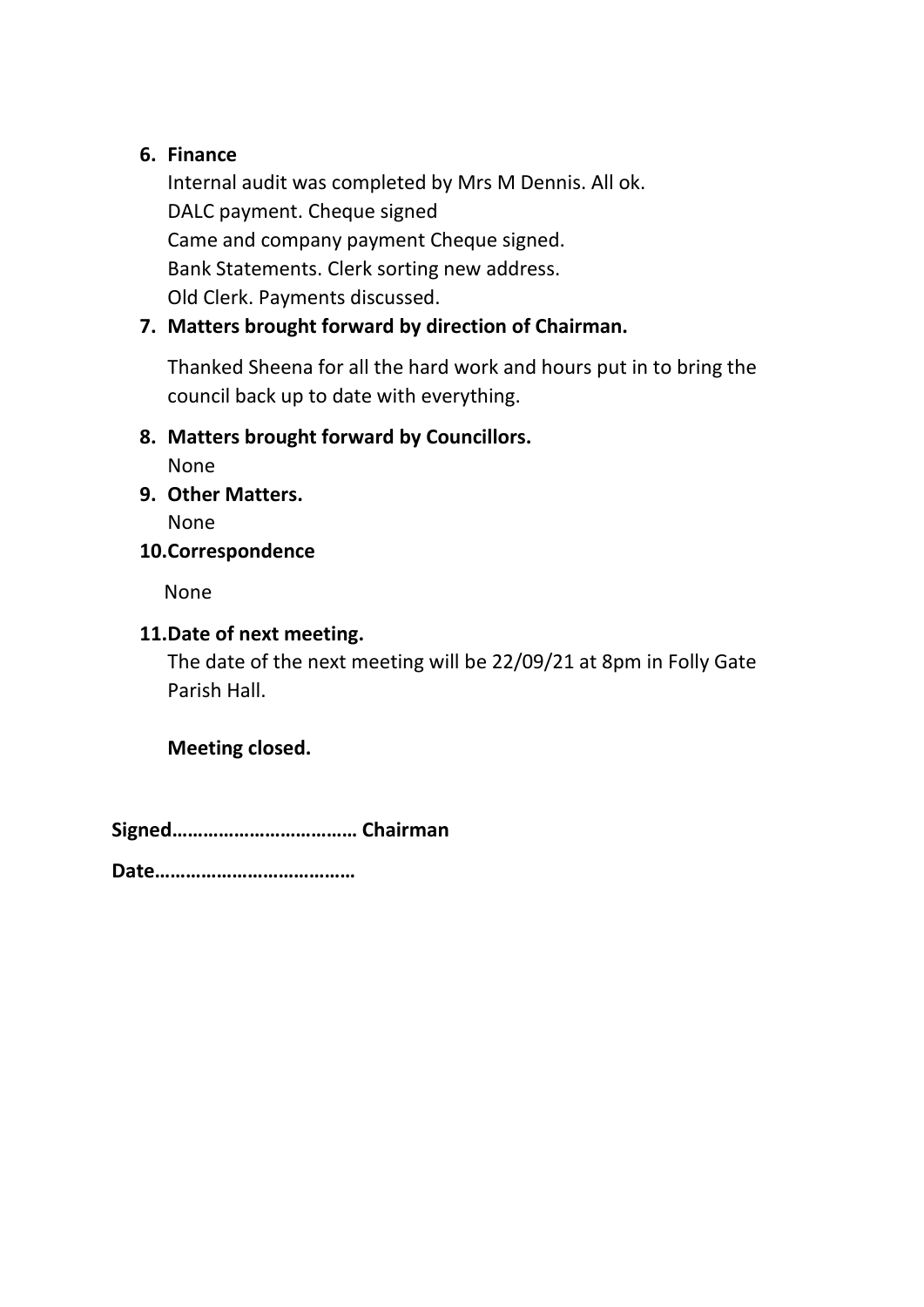6. **Finance**

   Internal audit was completed by Mrs M Dennis. All ok.
   DALC payment. Cheque signed
   Came and company payment Cheque signed.
   Bank Statements. Clerk sorting new address.
   Old Clerk. Payments discussed.

7. **Matters brought forward by direction of Chairman.**

   Thanked Sheena for all the hard work and hours put in to bring the council back up to date with everything.

8. **Matters brought forward by Councillors.**

   None

9. **Other Matters.**

   None

10. **Correspondence**

    None

11. **Date of next meeting.**

    The date of the next meeting will be 22/09/21 at 8pm in Folly Gate Parish Hall.

    **Meeting closed.**

**Signed……………………………… Chairman**

**Date……………………………….**